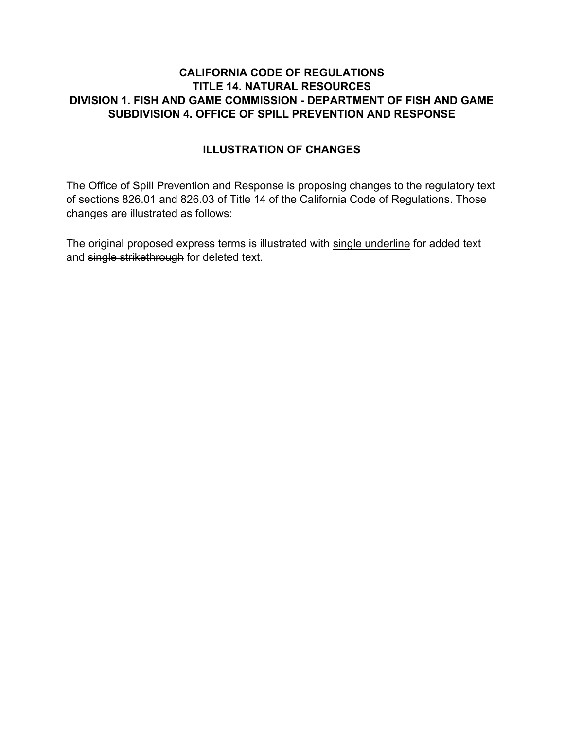# CALIFORNIA CODE OF REGULATIONS
# TITLE 14. NATURAL RESOURCES
# DIVISION 1. FISH AND GAME COMMISSION - DEPARTMENT OF FISH AND GAME
# SUBDIVISION 4. OFFICE OF SPILL PREVENTION AND RESPONSE

## ILLUSTRATION OF CHANGES

The Office of Spill Prevention and Response is proposing changes to the regulatory text of sections 826.01 and 826.03 of Title 14 of the California Code of Regulations. Those changes are illustrated as follows:

The original proposed express terms is illustrated with <u>single underline</u> for added text and ~~single strikethrough~~ for deleted text.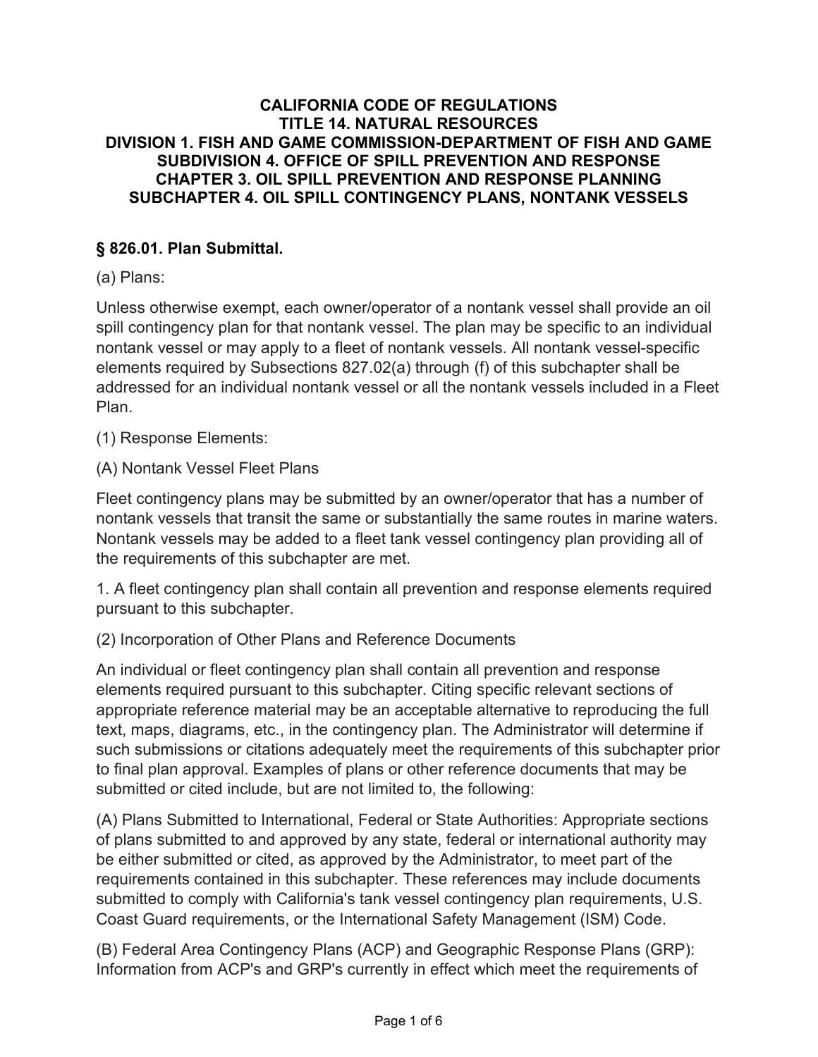**CALIFORNIA CODE OF REGULATIONS**
**TITLE 14. NATURAL RESOURCES**
**DIVISION 1. FISH AND GAME COMMISSION-DEPARTMENT OF FISH AND GAME**
**SUBDIVISION 4. OFFICE OF SPILL PREVENTION AND RESPONSE**
**CHAPTER 3. OIL SPILL PREVENTION AND RESPONSE PLANNING**
**SUBCHAPTER 4. OIL SPILL CONTINGENCY PLANS, NONTANK VESSELS**

## § 826.01. Plan Submittal.

(a) Plans:

Unless otherwise exempt, each owner/operator of a nontank vessel shall provide an oil spill contingency plan for that nontank vessel. The plan may be specific to an individual nontank vessel or may apply to a fleet of nontank vessels. All nontank vessel-specific elements required by Subsections 827.02(a) through (f) of this subchapter shall be addressed for an individual nontank vessel or all the nontank vessels included in a Fleet Plan.

(1) Response Elements:

(A) Nontank Vessel Fleet Plans

Fleet contingency plans may be submitted by an owner/operator that has a number of nontank vessels that transit the same or substantially the same routes in marine waters. Nontank vessels may be added to a fleet tank vessel contingency plan providing all of the requirements of this subchapter are met.

1. A fleet contingency plan shall contain all prevention and response elements required pursuant to this subchapter.

(2) Incorporation of Other Plans and Reference Documents

An individual or fleet contingency plan shall contain all prevention and response elements required pursuant to this subchapter. Citing specific relevant sections of appropriate reference material may be an acceptable alternative to reproducing the full text, maps, diagrams, etc., in the contingency plan. The Administrator will determine if such submissions or citations adequately meet the requirements of this subchapter prior to final plan approval. Examples of plans or other reference documents that may be submitted or cited include, but are not limited to, the following:

(A) Plans Submitted to International, Federal or State Authorities: Appropriate sections of plans submitted to and approved by any state, federal or international authority may be either submitted or cited, as approved by the Administrator, to meet part of the requirements contained in this subchapter. These references may include documents submitted to comply with California's tank vessel contingency plan requirements, U.S. Coast Guard requirements, or the International Safety Management (ISM) Code.

(B) Federal Area Contingency Plans (ACP) and Geographic Response Plans (GRP): Information from ACP's and GRP's currently in effect which meet the requirements of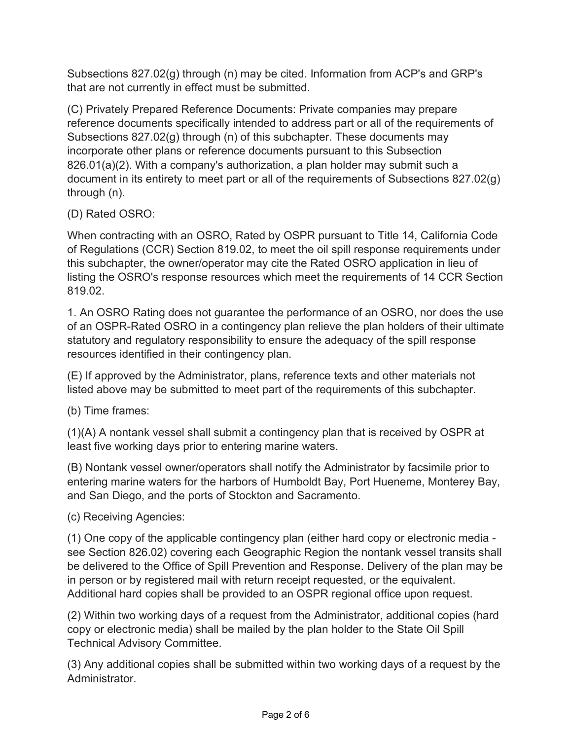Subsections 827.02(g) through (n) may be cited. Information from ACP's and GRP's that are not currently in effect must be submitted.

(C) Privately Prepared Reference Documents: Private companies may prepare reference documents specifically intended to address part or all of the requirements of Subsections 827.02(g) through (n) of this subchapter. These documents may incorporate other plans or reference documents pursuant to this Subsection 826.01(a)(2). With a company's authorization, a plan holder may submit such a document in its entirety to meet part or all of the requirements of Subsections 827.02(g) through (n).

(D) Rated OSRO:

When contracting with an OSRO, Rated by OSPR pursuant to Title 14, California Code of Regulations (CCR) Section 819.02, to meet the oil spill response requirements under this subchapter, the owner/operator may cite the Rated OSRO application in lieu of listing the OSRO's response resources which meet the requirements of 14 CCR Section 819.02.

1. An OSRO Rating does not guarantee the performance of an OSRO, nor does the use of an OSPR-Rated OSRO in a contingency plan relieve the plan holders of their ultimate statutory and regulatory responsibility to ensure the adequacy of the spill response resources identified in their contingency plan.

(E) If approved by the Administrator, plans, reference texts and other materials not listed above may be submitted to meet part of the requirements of this subchapter.

(b) Time frames:

(1)(A) A nontank vessel shall submit a contingency plan that is received by OSPR at least five working days prior to entering marine waters.

(B) Nontank vessel owner/operators shall notify the Administrator by facsimile prior to entering marine waters for the harbors of Humboldt Bay, Port Hueneme, Monterey Bay, and San Diego, and the ports of Stockton and Sacramento.

(c) Receiving Agencies:

(1) One copy of the applicable contingency plan (either hard copy or electronic media - see Section 826.02) covering each Geographic Region the nontank vessel transits shall be delivered to the Office of Spill Prevention and Response. Delivery of the plan may be in person or by registered mail with return receipt requested, or the equivalent. Additional hard copies shall be provided to an OSPR regional office upon request.

(2) Within two working days of a request from the Administrator, additional copies (hard copy or electronic media) shall be mailed by the plan holder to the State Oil Spill Technical Advisory Committee.

(3) Any additional copies shall be submitted within two working days of a request by the Administrator.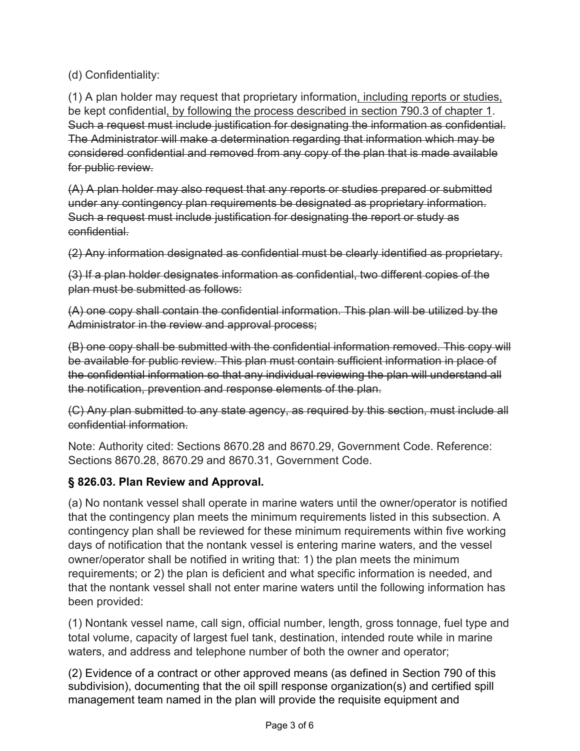(d) Confidentiality:

(1) A plan holder may request that proprietary information<u>, including reports or studies,</u> be kept confidential<u>, by following the process described in section 790.3 of chapter 1</u>. ~~Such a request must include justification for designating the information as confidential. The Administrator will make a determination regarding that information which may be considered confidential and removed from any copy of the plan that is made available for public review.~~

~~(A) A plan holder may also request that any reports or studies prepared or submitted under any contingency plan requirements be designated as proprietary information. Such a request must include justification for designating the report or study as confidential.~~

~~(2) Any information designated as confidential must be clearly identified as proprietary.~~

~~(3) If a plan holder designates information as confidential, two different copies of the plan must be submitted as follows:~~

~~(A) one copy shall contain the confidential information. This plan will be utilized by the Administrator in the review and approval process;~~

~~(B) one copy shall be submitted with the confidential information removed. This copy will be available for public review. This plan must contain sufficient information in place of the confidential information so that any individual reviewing the plan will understand all the notification, prevention and response elements of the plan.~~

~~(C) Any plan submitted to any state agency, as required by this section, must include all confidential information.~~

Note: Authority cited: Sections 8670.28 and 8670.29, Government Code. Reference: Sections 8670.28, 8670.29 and 8670.31, Government Code.

### § 826.03. Plan Review and Approval.

(a) No nontank vessel shall operate in marine waters until the owner/operator is notified that the contingency plan meets the minimum requirements listed in this subsection. A contingency plan shall be reviewed for these minimum requirements within five working days of notification that the nontank vessel is entering marine waters, and the vessel owner/operator shall be notified in writing that: 1) the plan meets the minimum requirements; or 2) the plan is deficient and what specific information is needed, and that the nontank vessel shall not enter marine waters until the following information has been provided:

(1) Nontank vessel name, call sign, official number, length, gross tonnage, fuel type and total volume, capacity of largest fuel tank, destination, intended route while in marine waters, and address and telephone number of both the owner and operator;

(2) Evidence of a contract or other approved means (as defined in Section 790 of this subdivision), documenting that the oil spill response organization(s) and certified spill management team named in the plan will provide the requisite equipment and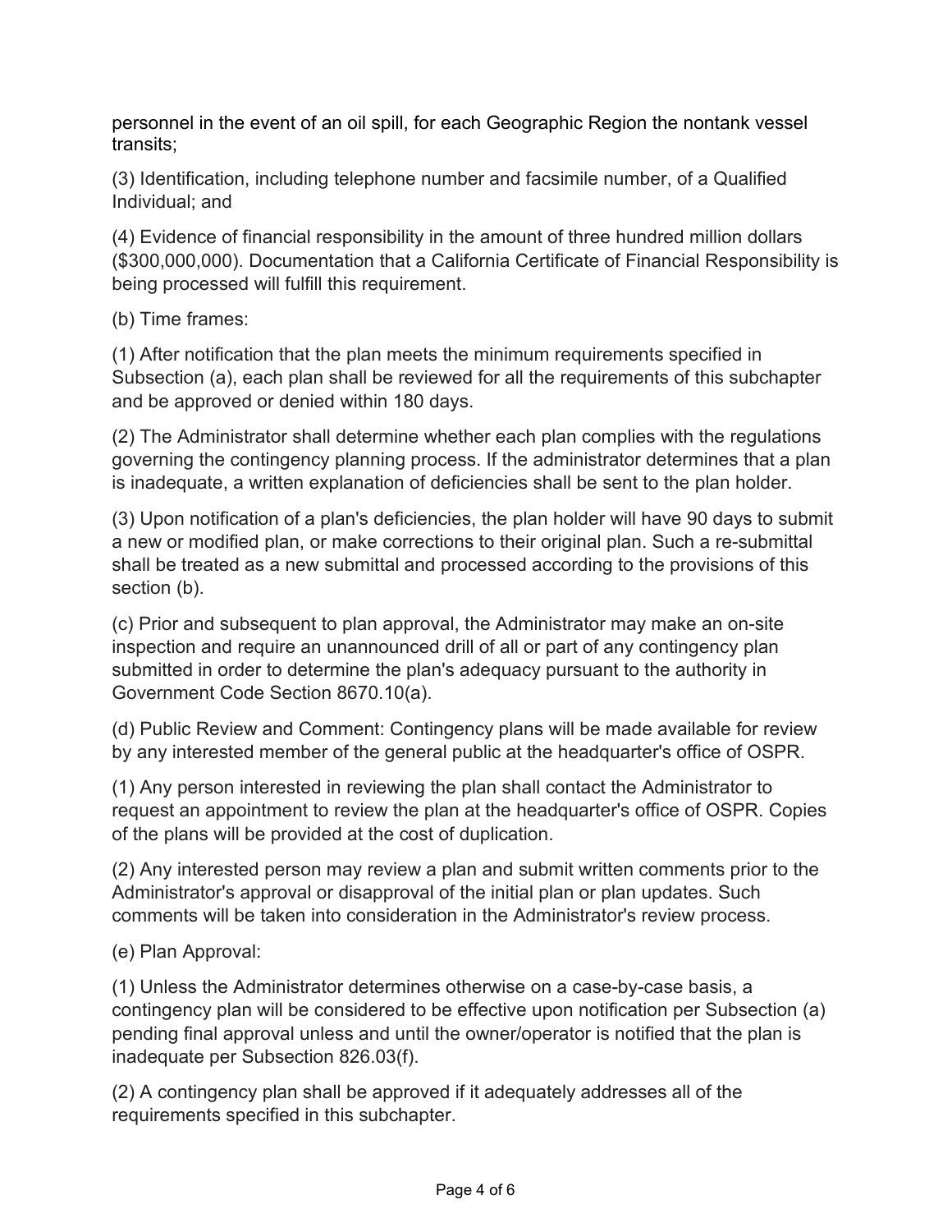personnel in the event of an oil spill, for each Geographic Region the nontank vessel transits;

(3) Identification, including telephone number and facsimile number, of a Qualified Individual; and

(4) Evidence of financial responsibility in the amount of three hundred million dollars ($300,000,000). Documentation that a California Certificate of Financial Responsibility is being processed will fulfill this requirement.

(b) Time frames:

(1) After notification that the plan meets the minimum requirements specified in Subsection (a), each plan shall be reviewed for all the requirements of this subchapter and be approved or denied within 180 days.

(2) The Administrator shall determine whether each plan complies with the regulations governing the contingency planning process. If the administrator determines that a plan is inadequate, a written explanation of deficiencies shall be sent to the plan holder.

(3) Upon notification of a plan's deficiencies, the plan holder will have 90 days to submit a new or modified plan, or make corrections to their original plan. Such a re-submittal shall be treated as a new submittal and processed according to the provisions of this section (b).

(c) Prior and subsequent to plan approval, the Administrator may make an on-site inspection and require an unannounced drill of all or part of any contingency plan submitted in order to determine the plan's adequacy pursuant to the authority in Government Code Section 8670.10(a).

(d) Public Review and Comment: Contingency plans will be made available for review by any interested member of the general public at the headquarter's office of OSPR.

(1) Any person interested in reviewing the plan shall contact the Administrator to request an appointment to review the plan at the headquarter's office of OSPR. Copies of the plans will be provided at the cost of duplication.

(2) Any interested person may review a plan and submit written comments prior to the Administrator's approval or disapproval of the initial plan or plan updates. Such comments will be taken into consideration in the Administrator's review process.

(e) Plan Approval:

(1) Unless the Administrator determines otherwise on a case-by-case basis, a contingency plan will be considered to be effective upon notification per Subsection (a) pending final approval unless and until the owner/operator is notified that the plan is inadequate per Subsection 826.03(f).

(2) A contingency plan shall be approved if it adequately addresses all of the requirements specified in this subchapter.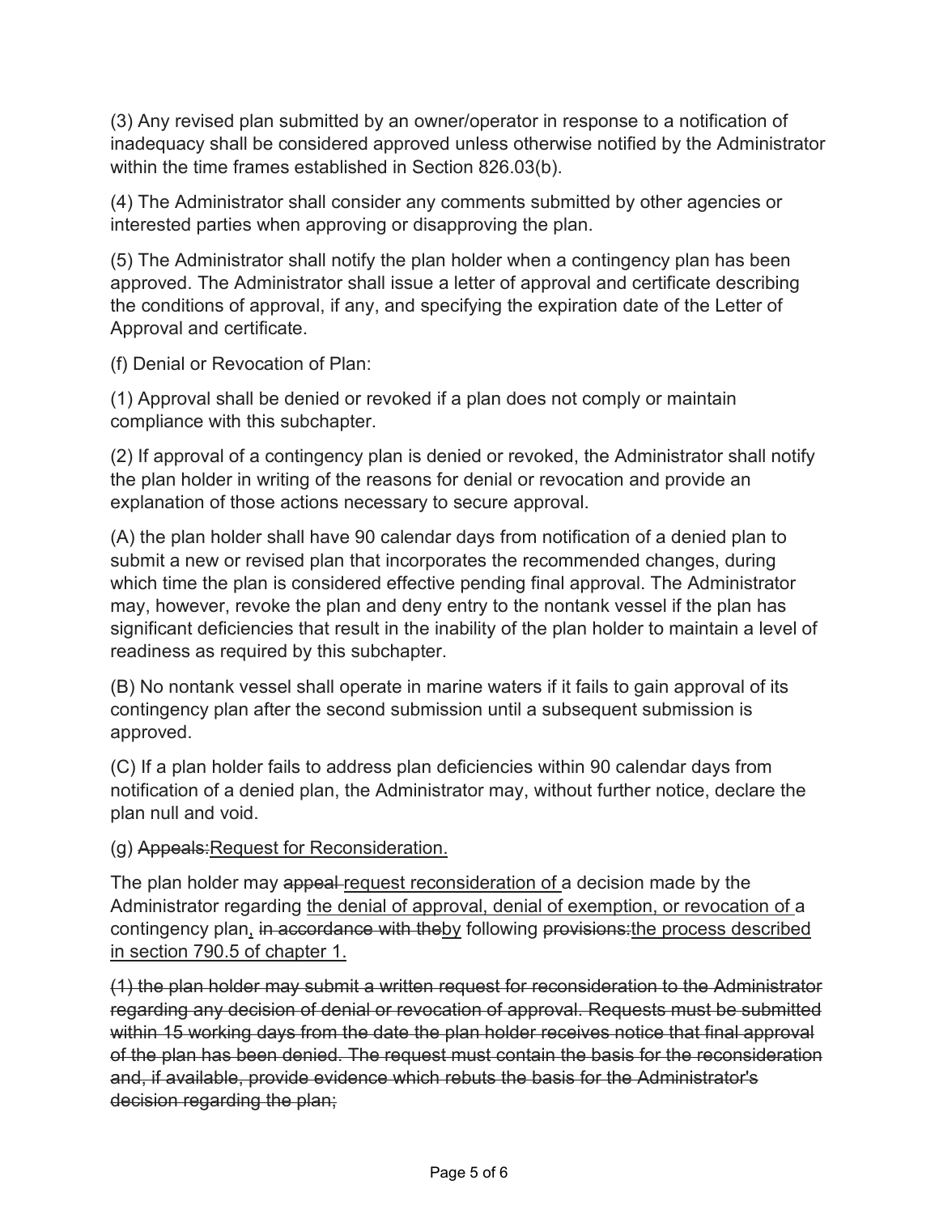(3) Any revised plan submitted by an owner/operator in response to a notification of inadequacy shall be considered approved unless otherwise notified by the Administrator within the time frames established in Section 826.03(b).

(4) The Administrator shall consider any comments submitted by other agencies or interested parties when approving or disapproving the plan.

(5) The Administrator shall notify the plan holder when a contingency plan has been approved. The Administrator shall issue a letter of approval and certificate describing the conditions of approval, if any, and specifying the expiration date of the Letter of Approval and certificate.

(f) Denial or Revocation of Plan:

(1) Approval shall be denied or revoked if a plan does not comply or maintain compliance with this subchapter.

(2) If approval of a contingency plan is denied or revoked, the Administrator shall notify the plan holder in writing of the reasons for denial or revocation and provide an explanation of those actions necessary to secure approval.

(A) the plan holder shall have 90 calendar days from notification of a denied plan to submit a new or revised plan that incorporates the recommended changes, during which time the plan is considered effective pending final approval. The Administrator may, however, revoke the plan and deny entry to the nontank vessel if the plan has significant deficiencies that result in the inability of the plan holder to maintain a level of readiness as required by this subchapter.

(B) No nontank vessel shall operate in marine waters if it fails to gain approval of its contingency plan after the second submission until a subsequent submission is approved.

(C) If a plan holder fails to address plan deficiencies within 90 calendar days from notification of a denied plan, the Administrator may, without further notice, declare the plan null and void.

(g) ~~Appeals:~~<u>Request for Reconsideration.</u>

The plan holder may ~~appeal~~ <u>request reconsideration of</u> a decision made by the Administrator regarding <u>the denial of approval, denial of exemption, or revocation of</u> a contingency plan<u>,</u> ~~in accordance with the~~<u>by</u> following ~~provisions:~~<u>the process described in section 790.5 of chapter 1.</u>

~~(1) the plan holder may submit a written request for reconsideration to the Administrator regarding any decision of denial or revocation of approval. Requests must be submitted within 15 working days from the date the plan holder receives notice that final approval of the plan has been denied. The request must contain the basis for the reconsideration and, if available, provide evidence which rebuts the basis for the Administrator's decision regarding the plan;~~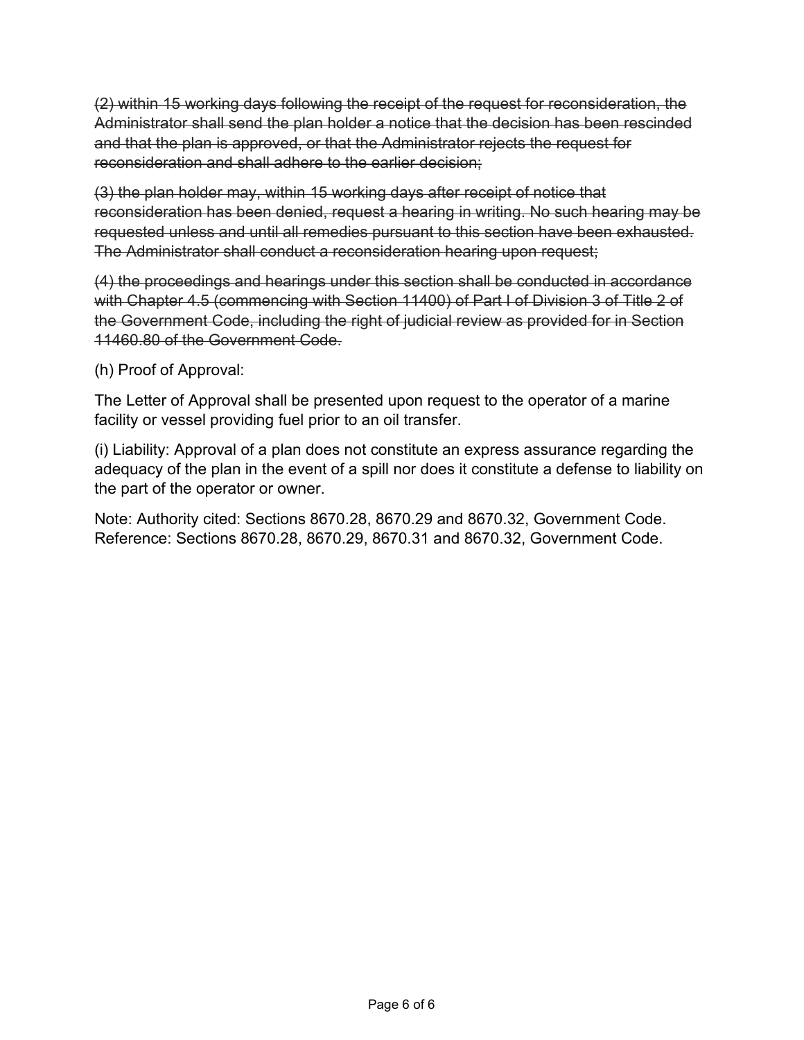~~(2) within 15 working days following the receipt of the request for reconsideration, the Administrator shall send the plan holder a notice that the decision has been rescinded and that the plan is approved, or that the Administrator rejects the request for reconsideration and shall adhere to the earlier decision;~~

~~(3) the plan holder may, within 15 working days after receipt of notice that reconsideration has been denied, request a hearing in writing. No such hearing may be requested unless and until all remedies pursuant to this section have been exhausted. The Administrator shall conduct a reconsideration hearing upon request;~~

~~(4) the proceedings and hearings under this section shall be conducted in accordance with Chapter 4.5 (commencing with Section 11400) of Part I of Division 3 of Title 2 of the Government Code, including the right of judicial review as provided for in Section 11460.80 of the Government Code.~~

(h) Proof of Approval:

The Letter of Approval shall be presented upon request to the operator of a marine facility or vessel providing fuel prior to an oil transfer.

(i) Liability: Approval of a plan does not constitute an express assurance regarding the adequacy of the plan in the event of a spill nor does it constitute a defense to liability on the part of the operator or owner.

Note: Authority cited: Sections 8670.28, 8670.29 and 8670.32, Government Code. Reference: Sections 8670.28, 8670.29, 8670.31 and 8670.32, Government Code.